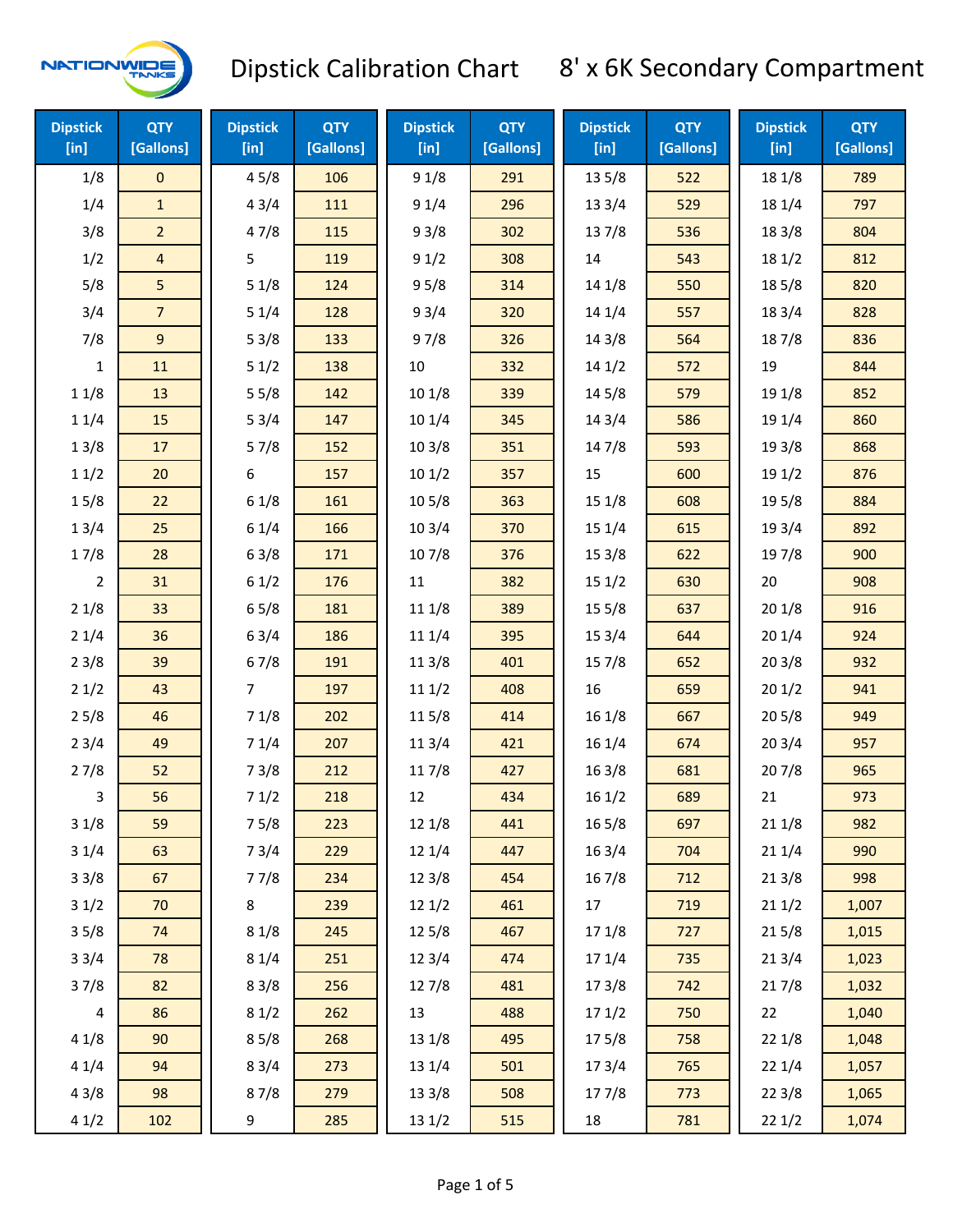# Dipstick Calibration Chart 8' x 6K Secondary Compartment

| Dipstick [in] | QTY [Gallons] | Dipstick [in] | QTY [Gallons] | Dipstick [in] | QTY [Gallons] | Dipstick [in] | QTY [Gallons] | Dipstick [in] | QTY [Gallons] |
|---|---|---|---|---|---|---|---|---|---|
| 1/8 | 0 | 4 5/8 | 106 | 9 1/8 | 291 | 13 5/8 | 522 | 18 1/8 | 789 |
| 1/4 | 1 | 4 3/4 | 111 | 9 1/4 | 296 | 13 3/4 | 529 | 18 1/4 | 797 |
| 3/8 | 2 | 4 7/8 | 115 | 9 3/8 | 302 | 13 7/8 | 536 | 18 3/8 | 804 |
| 1/2 | 4 | 5 | 119 | 9 1/2 | 308 | 14 | 543 | 18 1/2 | 812 |
| 5/8 | 5 | 5 1/8 | 124 | 9 5/8 | 314 | 14 1/8 | 550 | 18 5/8 | 820 |
| 3/4 | 7 | 5 1/4 | 128 | 9 3/4 | 320 | 14 1/4 | 557 | 18 3/4 | 828 |
| 7/8 | 9 | 5 3/8 | 133 | 9 7/8 | 326 | 14 3/8 | 564 | 18 7/8 | 836 |
| 1 | 11 | 5 1/2 | 138 | 10 | 332 | 14 1/2 | 572 | 19 | 844 |
| 1 1/8 | 13 | 5 5/8 | 142 | 10 1/8 | 339 | 14 5/8 | 579 | 19 1/8 | 852 |
| 1 1/4 | 15 | 5 3/4 | 147 | 10 1/4 | 345 | 14 3/4 | 586 | 19 1/4 | 860 |
| 1 3/8 | 17 | 5 7/8 | 152 | 10 3/8 | 351 | 14 7/8 | 593 | 19 3/8 | 868 |
| 1 1/2 | 20 | 6 | 157 | 10 1/2 | 357 | 15 | 600 | 19 1/2 | 876 |
| 1 5/8 | 22 | 6 1/8 | 161 | 10 5/8 | 363 | 15 1/8 | 608 | 19 5/8 | 884 |
| 1 3/4 | 25 | 6 1/4 | 166 | 10 3/4 | 370 | 15 1/4 | 615 | 19 3/4 | 892 |
| 1 7/8 | 28 | 6 3/8 | 171 | 10 7/8 | 376 | 15 3/8 | 622 | 19 7/8 | 900 |
| 2 | 31 | 6 1/2 | 176 | 11 | 382 | 15 1/2 | 630 | 20 | 908 |
| 2 1/8 | 33 | 6 5/8 | 181 | 11 1/8 | 389 | 15 5/8 | 637 | 20 1/8 | 916 |
| 2 1/4 | 36 | 6 3/4 | 186 | 11 1/4 | 395 | 15 3/4 | 644 | 20 1/4 | 924 |
| 2 3/8 | 39 | 6 7/8 | 191 | 11 3/8 | 401 | 15 7/8 | 652 | 20 3/8 | 932 |
| 2 1/2 | 43 | 7 | 197 | 11 1/2 | 408 | 16 | 659 | 20 1/2 | 941 |
| 2 5/8 | 46 | 7 1/8 | 202 | 11 5/8 | 414 | 16 1/8 | 667 | 20 5/8 | 949 |
| 2 3/4 | 49 | 7 1/4 | 207 | 11 3/4 | 421 | 16 1/4 | 674 | 20 3/4 | 957 |
| 2 7/8 | 52 | 7 3/8 | 212 | 11 7/8 | 427 | 16 3/8 | 681 | 20 7/8 | 965 |
| 3 | 56 | 7 1/2 | 218 | 12 | 434 | 16 1/2 | 689 | 21 | 973 |
| 3 1/8 | 59 | 7 5/8 | 223 | 12 1/8 | 441 | 16 5/8 | 697 | 21 1/8 | 982 |
| 3 1/4 | 63 | 7 3/4 | 229 | 12 1/4 | 447 | 16 3/4 | 704 | 21 1/4 | 990 |
| 3 3/8 | 67 | 7 7/8 | 234 | 12 3/8 | 454 | 16 7/8 | 712 | 21 3/8 | 998 |
| 3 1/2 | 70 | 8 | 239 | 12 1/2 | 461 | 17 | 719 | 21 1/2 | 1,007 |
| 3 5/8 | 74 | 8 1/8 | 245 | 12 5/8 | 467 | 17 1/8 | 727 | 21 5/8 | 1,015 |
| 3 3/4 | 78 | 8 1/4 | 251 | 12 3/4 | 474 | 17 1/4 | 735 | 21 3/4 | 1,023 |
| 3 7/8 | 82 | 8 3/8 | 256 | 12 7/8 | 481 | 17 3/8 | 742 | 21 7/8 | 1,032 |
| 4 | 86 | 8 1/2 | 262 | 13 | 488 | 17 1/2 | 750 | 22 | 1,040 |
| 4 1/8 | 90 | 8 5/8 | 268 | 13 1/8 | 495 | 17 5/8 | 758 | 22 1/8 | 1,048 |
| 4 1/4 | 94 | 8 3/4 | 273 | 13 1/4 | 501 | 17 3/4 | 765 | 22 1/4 | 1,057 |
| 4 3/8 | 98 | 8 7/8 | 279 | 13 3/8 | 508 | 17 7/8 | 773 | 22 3/8 | 1,065 |
| 4 1/2 | 102 | 9 | 285 | 13 1/2 | 515 | 18 | 781 | 22 1/2 | 1,074 |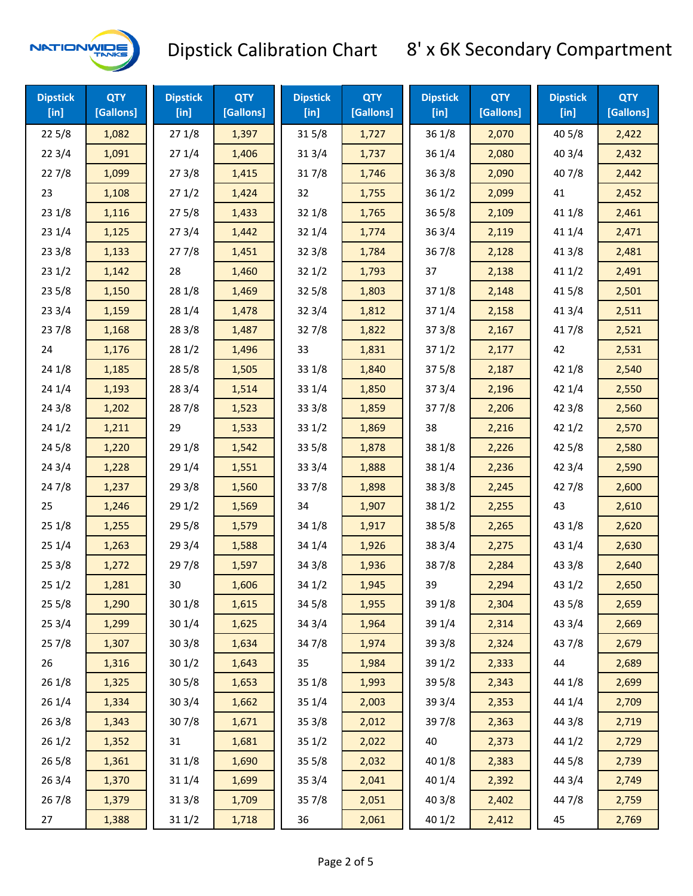# Dipstick Calibration Chart — 8' x 6K Secondary Compartment

| Dipstick [in] | QTY [Gallons] | Dipstick [in] | QTY [Gallons] | Dipstick [in] | QTY [Gallons] | Dipstick [in] | QTY [Gallons] | Dipstick [in] | QTY [Gallons] |
|---|---|---|---|---|---|---|---|---|---|
| 22 5/8 | 1,082 | 27 1/8 | 1,397 | 31 5/8 | 1,727 | 36 1/8 | 2,070 | 40 5/8 | 2,422 |
| 22 3/4 | 1,091 | 27 1/4 | 1,406 | 31 3/4 | 1,737 | 36 1/4 | 2,080 | 40 3/4 | 2,432 |
| 22 7/8 | 1,099 | 27 3/8 | 1,415 | 31 7/8 | 1,746 | 36 3/8 | 2,090 | 40 7/8 | 2,442 |
| 23 | 1,108 | 27 1/2 | 1,424 | 32 | 1,755 | 36 1/2 | 2,099 | 41 | 2,452 |
| 23 1/8 | 1,116 | 27 5/8 | 1,433 | 32 1/8 | 1,765 | 36 5/8 | 2,109 | 41 1/8 | 2,461 |
| 23 1/4 | 1,125 | 27 3/4 | 1,442 | 32 1/4 | 1,774 | 36 3/4 | 2,119 | 41 1/4 | 2,471 |
| 23 3/8 | 1,133 | 27 7/8 | 1,451 | 32 3/8 | 1,784 | 36 7/8 | 2,128 | 41 3/8 | 2,481 |
| 23 1/2 | 1,142 | 28 | 1,460 | 32 1/2 | 1,793 | 37 | 2,138 | 41 1/2 | 2,491 |
| 23 5/8 | 1,150 | 28 1/8 | 1,469 | 32 5/8 | 1,803 | 37 1/8 | 2,148 | 41 5/8 | 2,501 |
| 23 3/4 | 1,159 | 28 1/4 | 1,478 | 32 3/4 | 1,812 | 37 1/4 | 2,158 | 41 3/4 | 2,511 |
| 23 7/8 | 1,168 | 28 3/8 | 1,487 | 32 7/8 | 1,822 | 37 3/8 | 2,167 | 41 7/8 | 2,521 |
| 24 | 1,176 | 28 1/2 | 1,496 | 33 | 1,831 | 37 1/2 | 2,177 | 42 | 2,531 |
| 24 1/8 | 1,185 | 28 5/8 | 1,505 | 33 1/8 | 1,840 | 37 5/8 | 2,187 | 42 1/8 | 2,540 |
| 24 1/4 | 1,193 | 28 3/4 | 1,514 | 33 1/4 | 1,850 | 37 3/4 | 2,196 | 42 1/4 | 2,550 |
| 24 3/8 | 1,202 | 28 7/8 | 1,523 | 33 3/8 | 1,859 | 37 7/8 | 2,206 | 42 3/8 | 2,560 |
| 24 1/2 | 1,211 | 29 | 1,533 | 33 1/2 | 1,869 | 38 | 2,216 | 42 1/2 | 2,570 |
| 24 5/8 | 1,220 | 29 1/8 | 1,542 | 33 5/8 | 1,878 | 38 1/8 | 2,226 | 42 5/8 | 2,580 |
| 24 3/4 | 1,228 | 29 1/4 | 1,551 | 33 3/4 | 1,888 | 38 1/4 | 2,236 | 42 3/4 | 2,590 |
| 24 7/8 | 1,237 | 29 3/8 | 1,560 | 33 7/8 | 1,898 | 38 3/8 | 2,245 | 42 7/8 | 2,600 |
| 25 | 1,246 | 29 1/2 | 1,569 | 34 | 1,907 | 38 1/2 | 2,255 | 43 | 2,610 |
| 25 1/8 | 1,255 | 29 5/8 | 1,579 | 34 1/8 | 1,917 | 38 5/8 | 2,265 | 43 1/8 | 2,620 |
| 25 1/4 | 1,263 | 29 3/4 | 1,588 | 34 1/4 | 1,926 | 38 3/4 | 2,275 | 43 1/4 | 2,630 |
| 25 3/8 | 1,272 | 29 7/8 | 1,597 | 34 3/8 | 1,936 | 38 7/8 | 2,284 | 43 3/8 | 2,640 |
| 25 1/2 | 1,281 | 30 | 1,606 | 34 1/2 | 1,945 | 39 | 2,294 | 43 1/2 | 2,650 |
| 25 5/8 | 1,290 | 30 1/8 | 1,615 | 34 5/8 | 1,955 | 39 1/8 | 2,304 | 43 5/8 | 2,659 |
| 25 3/4 | 1,299 | 30 1/4 | 1,625 | 34 3/4 | 1,964 | 39 1/4 | 2,314 | 43 3/4 | 2,669 |
| 25 7/8 | 1,307 | 30 3/8 | 1,634 | 34 7/8 | 1,974 | 39 3/8 | 2,324 | 43 7/8 | 2,679 |
| 26 | 1,316 | 30 1/2 | 1,643 | 35 | 1,984 | 39 1/2 | 2,333 | 44 | 2,689 |
| 26 1/8 | 1,325 | 30 5/8 | 1,653 | 35 1/8 | 1,993 | 39 5/8 | 2,343 | 44 1/8 | 2,699 |
| 26 1/4 | 1,334 | 30 3/4 | 1,662 | 35 1/4 | 2,003 | 39 3/4 | 2,353 | 44 1/4 | 2,709 |
| 26 3/8 | 1,343 | 30 7/8 | 1,671 | 35 3/8 | 2,012 | 39 7/8 | 2,363 | 44 3/8 | 2,719 |
| 26 1/2 | 1,352 | 31 | 1,681 | 35 1/2 | 2,022 | 40 | 2,373 | 44 1/2 | 2,729 |
| 26 5/8 | 1,361 | 31 1/8 | 1,690 | 35 5/8 | 2,032 | 40 1/8 | 2,383 | 44 5/8 | 2,739 |
| 26 3/4 | 1,370 | 31 1/4 | 1,699 | 35 3/4 | 2,041 | 40 1/4 | 2,392 | 44 3/4 | 2,749 |
| 26 7/8 | 1,379 | 31 3/8 | 1,709 | 35 7/8 | 2,051 | 40 3/8 | 2,402 | 44 7/8 | 2,759 |
| 27 | 1,388 | 31 1/2 | 1,718 | 36 | 2,061 | 40 1/2 | 2,412 | 45 | 2,769 |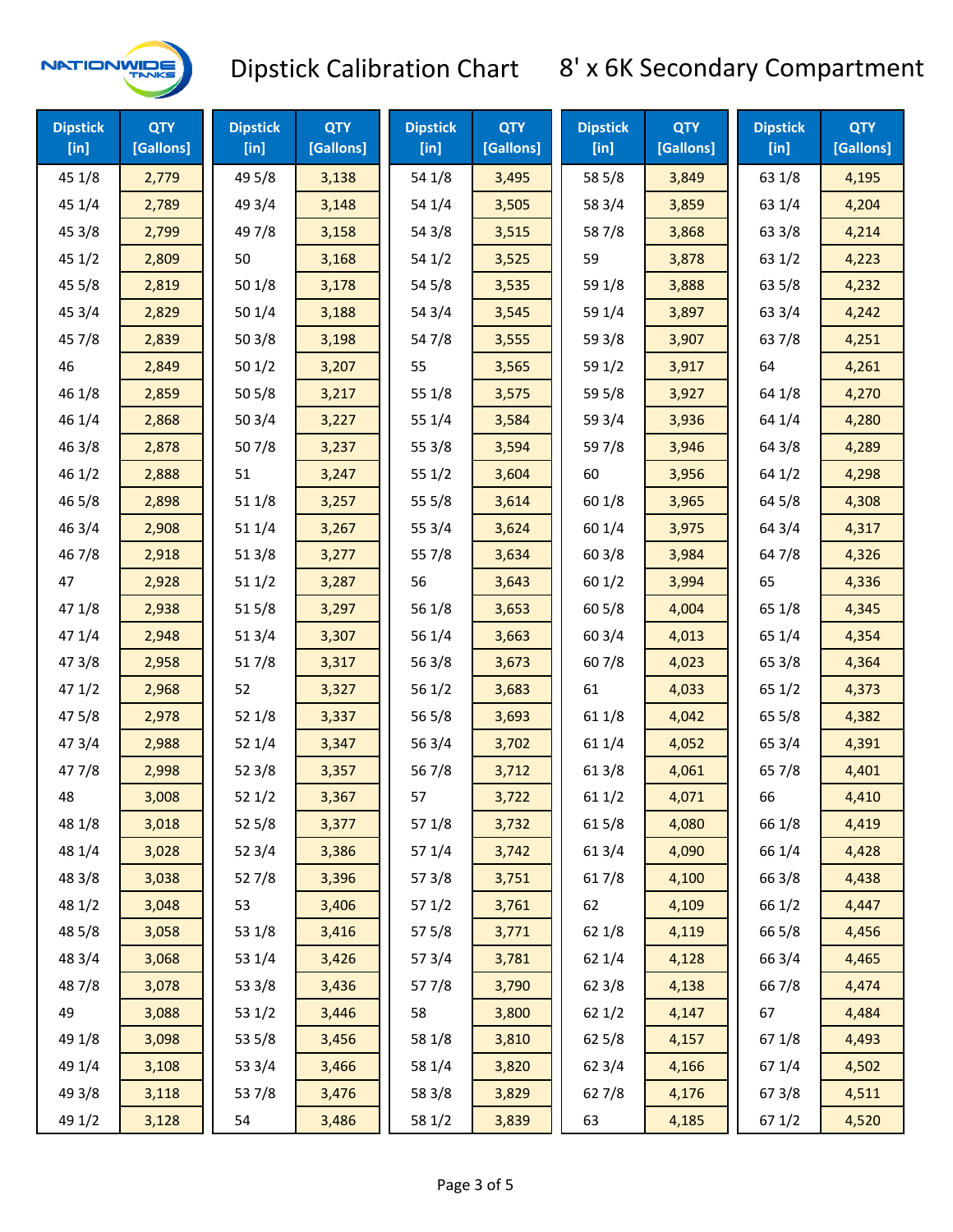# Dipstick Calibration Chart 8' x 6K Secondary Compartment

| Dipstick [in] | QTY [Gallons] | Dipstick [in] | QTY [Gallons] | Dipstick [in] | QTY [Gallons] | Dipstick [in] | QTY [Gallons] | Dipstick [in] | QTY [Gallons] |
|---|---|---|---|---|---|---|---|---|---|
| 45 1/8 | 2,779 | 49 5/8 | 3,138 | 54 1/8 | 3,495 | 58 5/8 | 3,849 | 63 1/8 | 4,195 |
| 45 1/4 | 2,789 | 49 3/4 | 3,148 | 54 1/4 | 3,505 | 58 3/4 | 3,859 | 63 1/4 | 4,204 |
| 45 3/8 | 2,799 | 49 7/8 | 3,158 | 54 3/8 | 3,515 | 58 7/8 | 3,868 | 63 3/8 | 4,214 |
| 45 1/2 | 2,809 | 50 | 3,168 | 54 1/2 | 3,525 | 59 | 3,878 | 63 1/2 | 4,223 |
| 45 5/8 | 2,819 | 50 1/8 | 3,178 | 54 5/8 | 3,535 | 59 1/8 | 3,888 | 63 5/8 | 4,232 |
| 45 3/4 | 2,829 | 50 1/4 | 3,188 | 54 3/4 | 3,545 | 59 1/4 | 3,897 | 63 3/4 | 4,242 |
| 45 7/8 | 2,839 | 50 3/8 | 3,198 | 54 7/8 | 3,555 | 59 3/8 | 3,907 | 63 7/8 | 4,251 |
| 46 | 2,849 | 50 1/2 | 3,207 | 55 | 3,565 | 59 1/2 | 3,917 | 64 | 4,261 |
| 46 1/8 | 2,859 | 50 5/8 | 3,217 | 55 1/8 | 3,575 | 59 5/8 | 3,927 | 64 1/8 | 4,270 |
| 46 1/4 | 2,868 | 50 3/4 | 3,227 | 55 1/4 | 3,584 | 59 3/4 | 3,936 | 64 1/4 | 4,280 |
| 46 3/8 | 2,878 | 50 7/8 | 3,237 | 55 3/8 | 3,594 | 59 7/8 | 3,946 | 64 3/8 | 4,289 |
| 46 1/2 | 2,888 | 51 | 3,247 | 55 1/2 | 3,604 | 60 | 3,956 | 64 1/2 | 4,298 |
| 46 5/8 | 2,898 | 51 1/8 | 3,257 | 55 5/8 | 3,614 | 60 1/8 | 3,965 | 64 5/8 | 4,308 |
| 46 3/4 | 2,908 | 51 1/4 | 3,267 | 55 3/4 | 3,624 | 60 1/4 | 3,975 | 64 3/4 | 4,317 |
| 46 7/8 | 2,918 | 51 3/8 | 3,277 | 55 7/8 | 3,634 | 60 3/8 | 3,984 | 64 7/8 | 4,326 |
| 47 | 2,928 | 51 1/2 | 3,287 | 56 | 3,643 | 60 1/2 | 3,994 | 65 | 4,336 |
| 47 1/8 | 2,938 | 51 5/8 | 3,297 | 56 1/8 | 3,653 | 60 5/8 | 4,004 | 65 1/8 | 4,345 |
| 47 1/4 | 2,948 | 51 3/4 | 3,307 | 56 1/4 | 3,663 | 60 3/4 | 4,013 | 65 1/4 | 4,354 |
| 47 3/8 | 2,958 | 51 7/8 | 3,317 | 56 3/8 | 3,673 | 60 7/8 | 4,023 | 65 3/8 | 4,364 |
| 47 1/2 | 2,968 | 52 | 3,327 | 56 1/2 | 3,683 | 61 | 4,033 | 65 1/2 | 4,373 |
| 47 5/8 | 2,978 | 52 1/8 | 3,337 | 56 5/8 | 3,693 | 61 1/8 | 4,042 | 65 5/8 | 4,382 |
| 47 3/4 | 2,988 | 52 1/4 | 3,347 | 56 3/4 | 3,702 | 61 1/4 | 4,052 | 65 3/4 | 4,391 |
| 47 7/8 | 2,998 | 52 3/8 | 3,357 | 56 7/8 | 3,712 | 61 3/8 | 4,061 | 65 7/8 | 4,401 |
| 48 | 3,008 | 52 1/2 | 3,367 | 57 | 3,722 | 61 1/2 | 4,071 | 66 | 4,410 |
| 48 1/8 | 3,018 | 52 5/8 | 3,377 | 57 1/8 | 3,732 | 61 5/8 | 4,080 | 66 1/8 | 4,419 |
| 48 1/4 | 3,028 | 52 3/4 | 3,386 | 57 1/4 | 3,742 | 61 3/4 | 4,090 | 66 1/4 | 4,428 |
| 48 3/8 | 3,038 | 52 7/8 | 3,396 | 57 3/8 | 3,751 | 61 7/8 | 4,100 | 66 3/8 | 4,438 |
| 48 1/2 | 3,048 | 53 | 3,406 | 57 1/2 | 3,761 | 62 | 4,109 | 66 1/2 | 4,447 |
| 48 5/8 | 3,058 | 53 1/8 | 3,416 | 57 5/8 | 3,771 | 62 1/8 | 4,119 | 66 5/8 | 4,456 |
| 48 3/4 | 3,068 | 53 1/4 | 3,426 | 57 3/4 | 3,781 | 62 1/4 | 4,128 | 66 3/4 | 4,465 |
| 48 7/8 | 3,078 | 53 3/8 | 3,436 | 57 7/8 | 3,790 | 62 3/8 | 4,138 | 66 7/8 | 4,474 |
| 49 | 3,088 | 53 1/2 | 3,446 | 58 | 3,800 | 62 1/2 | 4,147 | 67 | 4,484 |
| 49 1/8 | 3,098 | 53 5/8 | 3,456 | 58 1/8 | 3,810 | 62 5/8 | 4,157 | 67 1/8 | 4,493 |
| 49 1/4 | 3,108 | 53 3/4 | 3,466 | 58 1/4 | 3,820 | 62 3/4 | 4,166 | 67 1/4 | 4,502 |
| 49 3/8 | 3,118 | 53 7/8 | 3,476 | 58 3/8 | 3,829 | 62 7/8 | 4,176 | 67 3/8 | 4,511 |
| 49 1/2 | 3,128 | 54 | 3,486 | 58 1/2 | 3,839 | 63 | 4,185 | 67 1/2 | 4,520 |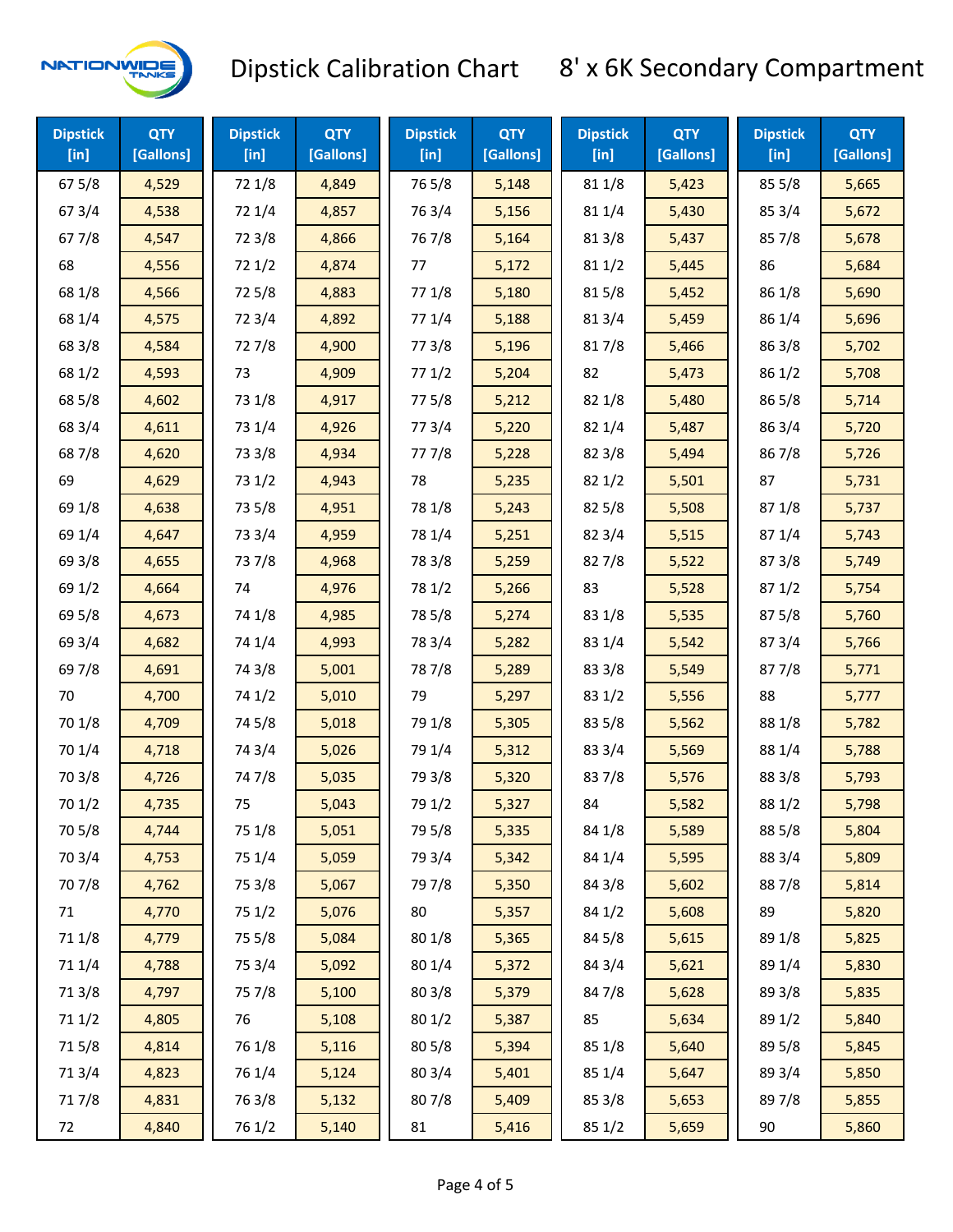# Dipstick Calibration Chart    8' x 6K Secondary Compartment

| Dipstick [in] | QTY [Gallons] | Dipstick [in] | QTY [Gallons] | Dipstick [in] | QTY [Gallons] | Dipstick [in] | QTY [Gallons] | Dipstick [in] | QTY [Gallons] |
|---|---|---|---|---|---|---|---|---|---|
| 67 5/8 | 4,529 | 72 1/8 | 4,849 | 76 5/8 | 5,148 | 81 1/8 | 5,423 | 85 5/8 | 5,665 |
| 67 3/4 | 4,538 | 72 1/4 | 4,857 | 76 3/4 | 5,156 | 81 1/4 | 5,430 | 85 3/4 | 5,672 |
| 67 7/8 | 4,547 | 72 3/8 | 4,866 | 76 7/8 | 5,164 | 81 3/8 | 5,437 | 85 7/8 | 5,678 |
| 68 | 4,556 | 72 1/2 | 4,874 | 77 | 5,172 | 81 1/2 | 5,445 | 86 | 5,684 |
| 68 1/8 | 4,566 | 72 5/8 | 4,883 | 77 1/8 | 5,180 | 81 5/8 | 5,452 | 86 1/8 | 5,690 |
| 68 1/4 | 4,575 | 72 3/4 | 4,892 | 77 1/4 | 5,188 | 81 3/4 | 5,459 | 86 1/4 | 5,696 |
| 68 3/8 | 4,584 | 72 7/8 | 4,900 | 77 3/8 | 5,196 | 81 7/8 | 5,466 | 86 3/8 | 5,702 |
| 68 1/2 | 4,593 | 73 | 4,909 | 77 1/2 | 5,204 | 82 | 5,473 | 86 1/2 | 5,708 |
| 68 5/8 | 4,602 | 73 1/8 | 4,917 | 77 5/8 | 5,212 | 82 1/8 | 5,480 | 86 5/8 | 5,714 |
| 68 3/4 | 4,611 | 73 1/4 | 4,926 | 77 3/4 | 5,220 | 82 1/4 | 5,487 | 86 3/4 | 5,720 |
| 68 7/8 | 4,620 | 73 3/8 | 4,934 | 77 7/8 | 5,228 | 82 3/8 | 5,494 | 86 7/8 | 5,726 |
| 69 | 4,629 | 73 1/2 | 4,943 | 78 | 5,235 | 82 1/2 | 5,501 | 87 | 5,731 |
| 69 1/8 | 4,638 | 73 5/8 | 4,951 | 78 1/8 | 5,243 | 82 5/8 | 5,508 | 87 1/8 | 5,737 |
| 69 1/4 | 4,647 | 73 3/4 | 4,959 | 78 1/4 | 5,251 | 82 3/4 | 5,515 | 87 1/4 | 5,743 |
| 69 3/8 | 4,655 | 73 7/8 | 4,968 | 78 3/8 | 5,259 | 82 7/8 | 5,522 | 87 3/8 | 5,749 |
| 69 1/2 | 4,664 | 74 | 4,976 | 78 1/2 | 5,266 | 83 | 5,528 | 87 1/2 | 5,754 |
| 69 5/8 | 4,673 | 74 1/8 | 4,985 | 78 5/8 | 5,274 | 83 1/8 | 5,535 | 87 5/8 | 5,760 |
| 69 3/4 | 4,682 | 74 1/4 | 4,993 | 78 3/4 | 5,282 | 83 1/4 | 5,542 | 87 3/4 | 5,766 |
| 69 7/8 | 4,691 | 74 3/8 | 5,001 | 78 7/8 | 5,289 | 83 3/8 | 5,549 | 87 7/8 | 5,771 |
| 70 | 4,700 | 74 1/2 | 5,010 | 79 | 5,297 | 83 1/2 | 5,556 | 88 | 5,777 |
| 70 1/8 | 4,709 | 74 5/8 | 5,018 | 79 1/8 | 5,305 | 83 5/8 | 5,562 | 88 1/8 | 5,782 |
| 70 1/4 | 4,718 | 74 3/4 | 5,026 | 79 1/4 | 5,312 | 83 3/4 | 5,569 | 88 1/4 | 5,788 |
| 70 3/8 | 4,726 | 74 7/8 | 5,035 | 79 3/8 | 5,320 | 83 7/8 | 5,576 | 88 3/8 | 5,793 |
| 70 1/2 | 4,735 | 75 | 5,043 | 79 1/2 | 5,327 | 84 | 5,582 | 88 1/2 | 5,798 |
| 70 5/8 | 4,744 | 75 1/8 | 5,051 | 79 5/8 | 5,335 | 84 1/8 | 5,589 | 88 5/8 | 5,804 |
| 70 3/4 | 4,753 | 75 1/4 | 5,059 | 79 3/4 | 5,342 | 84 1/4 | 5,595 | 88 3/4 | 5,809 |
| 70 7/8 | 4,762 | 75 3/8 | 5,067 | 79 7/8 | 5,350 | 84 3/8 | 5,602 | 88 7/8 | 5,814 |
| 71 | 4,770 | 75 1/2 | 5,076 | 80 | 5,357 | 84 1/2 | 5,608 | 89 | 5,820 |
| 71 1/8 | 4,779 | 75 5/8 | 5,084 | 80 1/8 | 5,365 | 84 5/8 | 5,615 | 89 1/8 | 5,825 |
| 71 1/4 | 4,788 | 75 3/4 | 5,092 | 80 1/4 | 5,372 | 84 3/4 | 5,621 | 89 1/4 | 5,830 |
| 71 3/8 | 4,797 | 75 7/8 | 5,100 | 80 3/8 | 5,379 | 84 7/8 | 5,628 | 89 3/8 | 5,835 |
| 71 1/2 | 4,805 | 76 | 5,108 | 80 1/2 | 5,387 | 85 | 5,634 | 89 1/2 | 5,840 |
| 71 5/8 | 4,814 | 76 1/8 | 5,116 | 80 5/8 | 5,394 | 85 1/8 | 5,640 | 89 5/8 | 5,845 |
| 71 3/4 | 4,823 | 76 1/4 | 5,124 | 80 3/4 | 5,401 | 85 1/4 | 5,647 | 89 3/4 | 5,850 |
| 71 7/8 | 4,831 | 76 3/8 | 5,132 | 80 7/8 | 5,409 | 85 3/8 | 5,653 | 89 7/8 | 5,855 |
| 72 | 4,840 | 76 1/2 | 5,140 | 81 | 5,416 | 85 1/2 | 5,659 | 90 | 5,860 |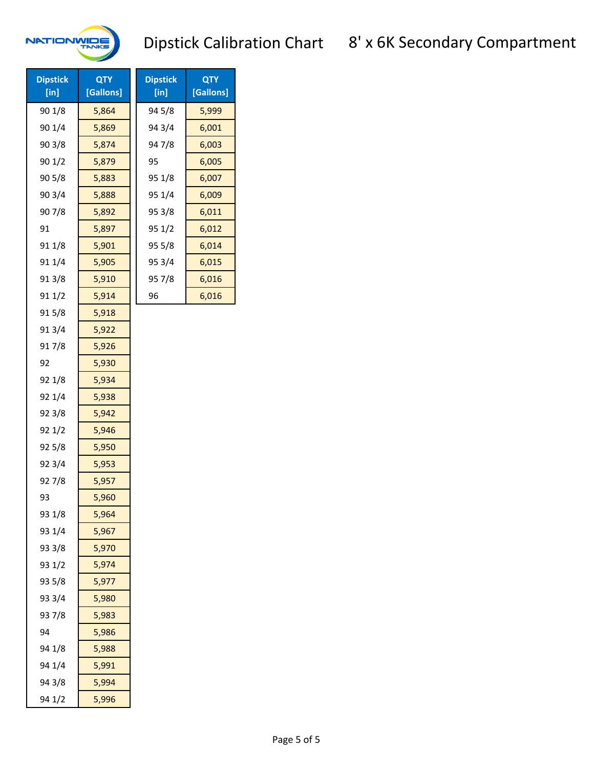# Dipstick Calibration Chart — 8' x 6K Secondary Compartment

| Dipstick [in] | QTY [Gallons] |
|---|---|
| 90 1/8 | 5,864 |
| 90 1/4 | 5,869 |
| 90 3/8 | 5,874 |
| 90 1/2 | 5,879 |
| 90 5/8 | 5,883 |
| 90 3/4 | 5,888 |
| 90 7/8 | 5,892 |
| 91 | 5,897 |
| 91 1/8 | 5,901 |
| 91 1/4 | 5,905 |
| 91 3/8 | 5,910 |
| 91 1/2 | 5,914 |
| 91 5/8 | 5,918 |
| 91 3/4 | 5,922 |
| 91 7/8 | 5,926 |
| 92 | 5,930 |
| 92 1/8 | 5,934 |
| 92 1/4 | 5,938 |
| 92 3/8 | 5,942 |
| 92 1/2 | 5,946 |
| 92 5/8 | 5,950 |
| 92 3/4 | 5,953 |
| 92 7/8 | 5,957 |
| 93 | 5,960 |
| 93 1/8 | 5,964 |
| 93 1/4 | 5,967 |
| 93 3/8 | 5,970 |
| 93 1/2 | 5,974 |
| 93 5/8 | 5,977 |
| 93 3/4 | 5,980 |
| 93 7/8 | 5,983 |
| 94 | 5,986 |
| 94 1/8 | 5,988 |
| 94 1/4 | 5,991 |
| 94 3/8 | 5,994 |
| 94 1/2 | 5,996 |
| 94 5/8 | 5,999 |
| 94 3/4 | 6,001 |
| 94 7/8 | 6,003 |
| 95 | 6,005 |
| 95 1/8 | 6,007 |
| 95 1/4 | 6,009 |
| 95 3/8 | 6,011 |
| 95 1/2 | 6,012 |
| 95 5/8 | 6,014 |
| 95 3/4 | 6,015 |
| 95 7/8 | 6,016 |
| 96 | 6,016 |